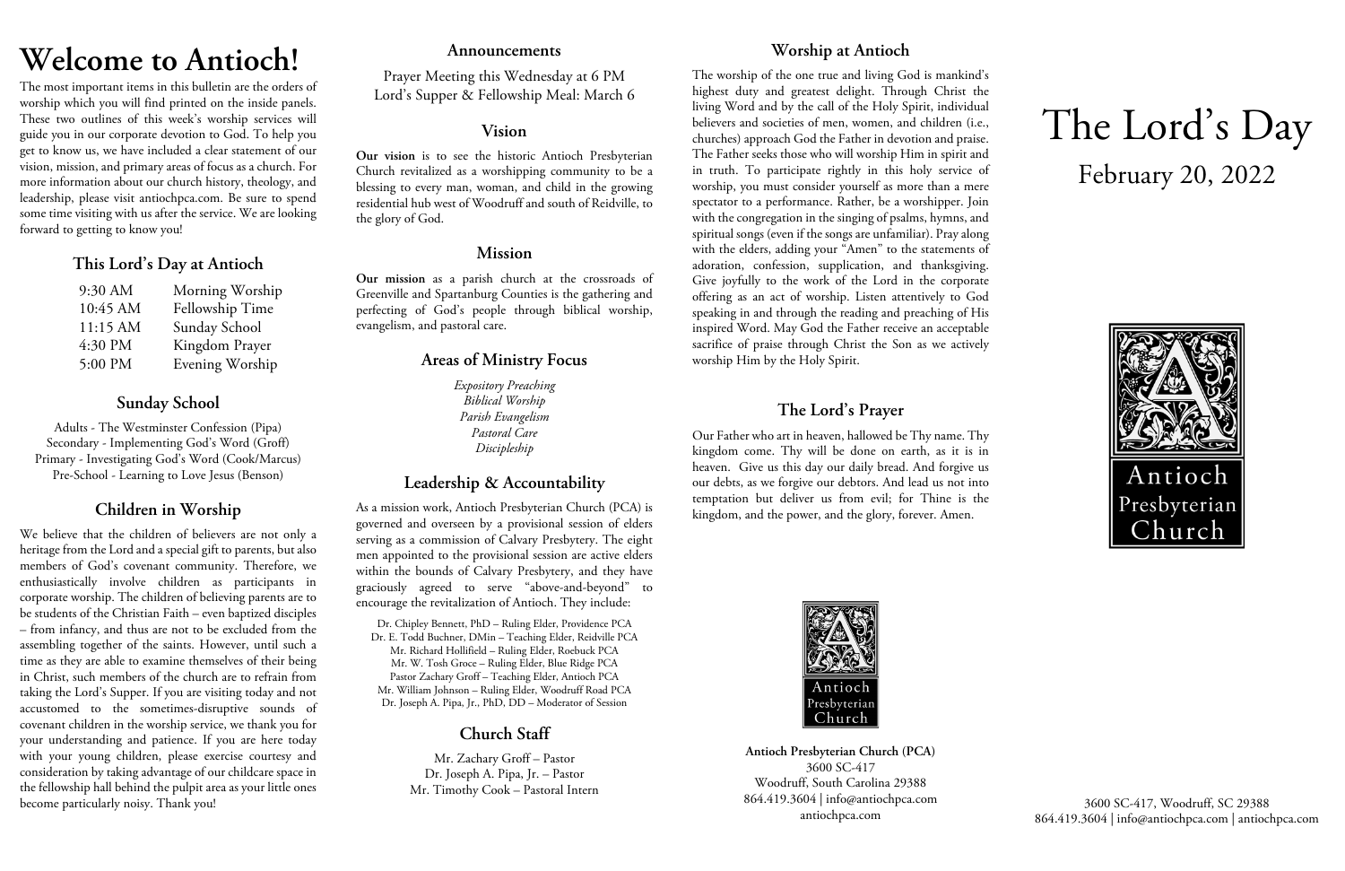# Welcome to Antioch!

The most important items in this bulletin are the orders of worship which you will find printed on the inside panels. These two outlines of this week's worship services will guide you in our corporate devotion to God. To help you get to know us, we have included a clear statement of our vision, mission, and primary areas of focus as a church. For more information about our church history, theology, and leadership, please visit antiochpca.com. Be sure to spend some time visiting with us after the service. We are looking forward to getting to know you!

## This Lord's Day at Antioch

| | |
|---|---|
| 9:30 AM | Morning Worship |
| 10:45 AM | Fellowship Time |
| 11:15 AM | Sunday School |
| 4:30 PM | Kingdom Prayer |
| 5:00 PM | Evening Worship |

## Sunday School

Adults - The Westminster Confession (Pipa)
Secondary - Implementing God's Word (Groff)
Primary - Investigating God's Word (Cook/Marcus)
Pre-School - Learning to Love Jesus (Benson)

## Children in Worship

We believe that the children of believers are not only a heritage from the Lord and a special gift to parents, but also members of God's covenant community. Therefore, we enthusiastically involve children as participants in corporate worship. The children of believing parents are to be students of the Christian Faith – even baptized disciples – from infancy, and thus are not to be excluded from the assembling together of the saints. However, until such a time as they are able to examine themselves of their being in Christ, such members of the church are to refrain from taking the Lord's Supper. If you are visiting today and not accustomed to the sometimes-disruptive sounds of covenant children in the worship service, we thank you for your understanding and patience. If you are here today with your young children, please exercise courtesy and consideration by taking advantage of our childcare space in the fellowship hall behind the pulpit area as your little ones become particularly noisy. Thank you!

## Announcements

Prayer Meeting this Wednesday at 6 PM
Lord's Supper & Fellowship Meal: March 6

## Vision

**Our vision** is to see the historic Antioch Presbyterian Church revitalized as a worshipping community to be a blessing to every man, woman, and child in the growing residential hub west of Woodruff and south of Reidville, to the glory of God.

## Mission

**Our mission** as a parish church at the crossroads of Greenville and Spartanburg Counties is the gathering and perfecting of God's people through biblical worship, evangelism, and pastoral care.

## Areas of Ministry Focus

*Expository Preaching*
*Biblical Worship*
*Parish Evangelism*
*Pastoral Care*
*Discipleship*

## Leadership & Accountability

As a mission work, Antioch Presbyterian Church (PCA) is governed and overseen by a provisional session of elders serving as a commission of Calvary Presbytery. The eight men appointed to the provisional session are active elders within the bounds of Calvary Presbytery, and they have graciously agreed to serve "above-and-beyond" to encourage the revitalization of Antioch. They include:

Dr. Chipley Bennett, PhD – Ruling Elder, Providence PCA
Dr. E. Todd Buchner, DMin – Teaching Elder, Reidville PCA
Mr. Richard Hollifield – Ruling Elder, Roebuck PCA
Mr. W. Tosh Groce – Ruling Elder, Blue Ridge PCA
Pastor Zachary Groff – Teaching Elder, Antioch PCA
Mr. William Johnson – Ruling Elder, Woodruff Road PCA
Dr. Joseph A. Pipa, Jr., PhD, DD – Moderator of Session

## Church Staff

Mr. Zachary Groff – Pastor
Dr. Joseph A. Pipa, Jr. – Pastor
Mr. Timothy Cook – Pastoral Intern

## Worship at Antioch

The worship of the one true and living God is mankind's highest duty and greatest delight. Through Christ the living Word and by the call of the Holy Spirit, individual believers and societies of men, women, and children (i.e., churches) approach God the Father in devotion and praise. The Father seeks those who will worship Him in spirit and in truth. To participate rightly in this holy service of worship, you must consider yourself as more than a mere spectator to a performance. Rather, be a worshipper. Join with the congregation in the singing of psalms, hymns, and spiritual songs (even if the songs are unfamiliar). Pray along with the elders, adding your "Amen" to the statements of adoration, confession, supplication, and thanksgiving. Give joyfully to the work of the Lord in the corporate offering as an act of worship. Listen attentively to God speaking in and through the reading and preaching of His inspired Word. May God the Father receive an acceptable sacrifice of praise through Christ the Son as we actively worship Him by the Holy Spirit.

## The Lord's Prayer

Our Father who art in heaven, hallowed be Thy name. Thy kingdom come. Thy will be done on earth, as it is in heaven. Give us this day our daily bread. And forgive us our debts, as we forgive our debtors. And lead us not into temptation but deliver us from evil; for Thine is the kingdom, and the power, and the glory, forever. Amen.

Antioch Presbyterian Church

**Antioch Presbyterian Church (PCA)**
3600 SC-417
Woodruff, South Carolina 29388
864.419.3604 | info@antiochpca.com
antiochpca.com

# The Lord's Day

## February 20, 2022

Antioch Presbyterian Church

3600 SC-417, Woodruff, SC 29388
864.419.3604 | info@antiochpca.com | antiochpca.com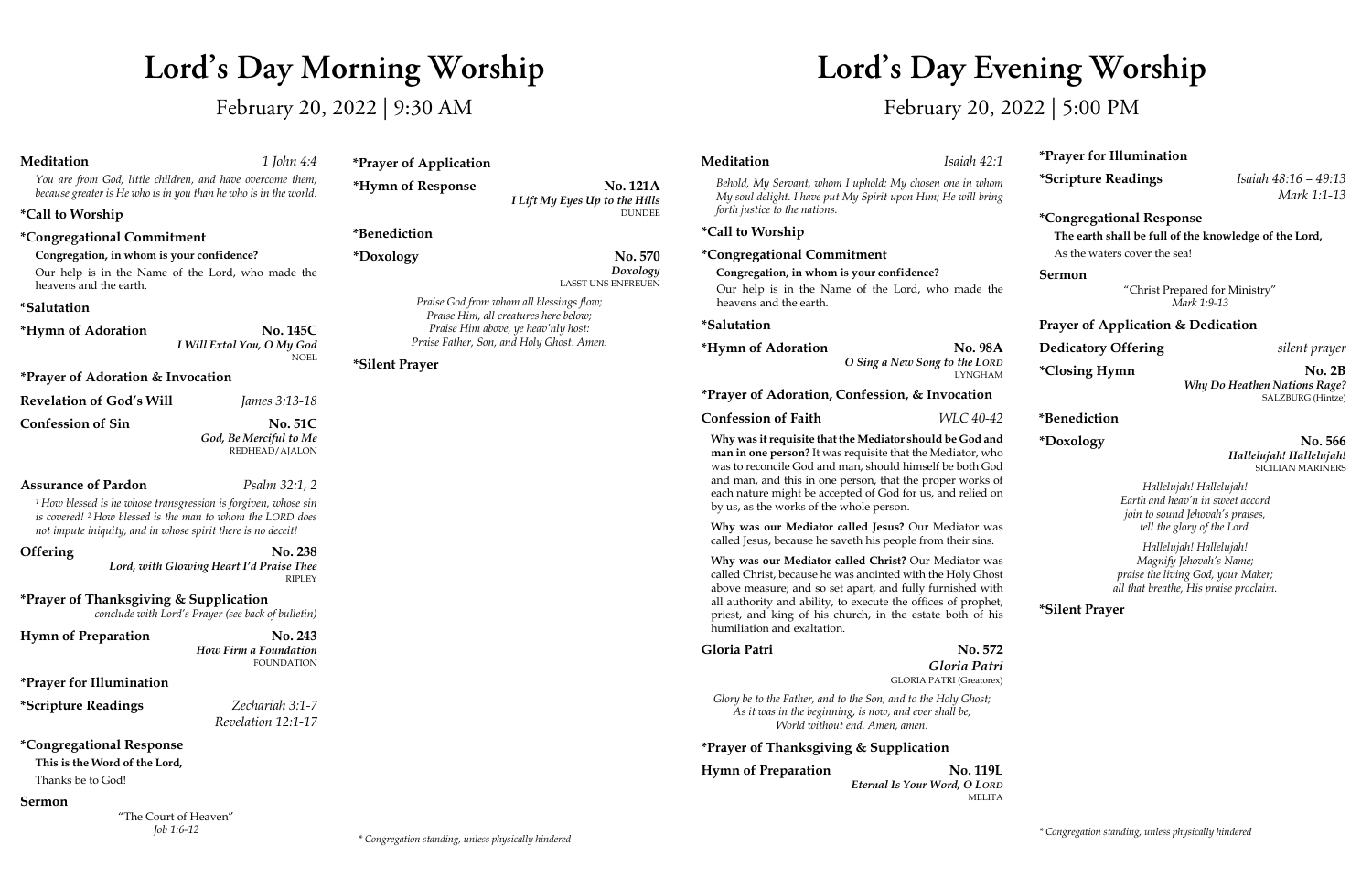# Lord's Day Morning Worship

## February 20, 2022 | 9:30 AM

**Meditation** *1 John 4:4*

*You are from God, little children, and have overcome them; because greater is He who is in you than he who is in the world.*

**\*Call to Worship**

**\*Congregational Commitment**

**Congregation, in whom is your confidence?**

Our help is in the Name of the Lord, who made the heavens and the earth.

**\*Salutation**

**\*Hymn of Adoration** **No. 145C**
***I Will Extol You, O My God***
NOEL

**\*Prayer of Adoration & Invocation**

**Revelation of God's Will** *James 3:13-18*

**Confession of Sin** **No. 51C**
***God, Be Merciful to Me***
REDHEAD/AJALON

**Assurance of Pardon** *Psalm 32:1, 2*

*[1] How blessed is he whose transgression is forgiven, whose sin is covered! [2] How blessed is the man to whom the LORD does not impute iniquity, and in whose spirit there is no deceit!*

**Offering** **No. 238**
***Lord, with Glowing Heart I'd Praise Thee***
RIPLEY

**\*Prayer of Thanksgiving & Supplication**
*conclude with Lord's Prayer (see back of bulletin)*

**Hymn of Preparation** **No. 243**
***How Firm a Foundation***
FOUNDATION

**\*Prayer for Illumination**

**\*Scripture Readings** *Zechariah 3:1-7*
*Revelation 12:1-17*

**\*Congregational Response**

**This is the Word of the Lord,**

Thanks be to God!

**Sermon**

"The Court of Heaven"
*Job 1:6-12*

**\*Prayer of Application**

**\*Hymn of Response** **No. 121A**
***I Lift My Eyes Up to the Hills***
DUNDEE

**\*Benediction**

**\*Doxology** **No. 570**
***Doxology***
LASST UNS ENFREUEN

*Praise God from whom all blessings flow;*
*Praise Him, all creatures here below;*
*Praise Him above, ye heav'nly host:*
*Praise Father, Son, and Holy Ghost. Amen.*

**\*Silent Prayer**

*\* Congregation standing, unless physically hindered*

# Lord's Day Evening Worship

## February 20, 2022 | 5:00 PM

**Meditation** *Isaiah 42:1*

*Behold, My Servant, whom I uphold; My chosen one in whom My soul delight. I have put My Spirit upon Him; He will bring forth justice to the nations.*

**\*Call to Worship**

**\*Congregational Commitment**

**Congregation, in whom is your confidence?**

Our help is in the Name of the Lord, who made the heavens and the earth.

**\*Salutation**

**\*Hymn of Adoration** **No. 98A**
***O Sing a New Song to the LORD***
LYNGHAM

**\*Prayer of Adoration, Confession, & Invocation**

**Confession of Faith** *WLC 40-42*

**Why was it requisite that the Mediator should be God and man in one person?** It was requisite that the Mediator, who was to reconcile God and man, should himself be both God and man, and this in one person, that the proper works of each nature might be accepted of God for us, and relied on by us, as the works of the whole person.

**Why was our Mediator called Jesus?** Our Mediator was called Jesus, because he saveth his people from their sins.

**Why was our Mediator called Christ?** Our Mediator was called Christ, because he was anointed with the Holy Ghost above measure; and so set apart, and fully furnished with all authority and ability, to execute the offices of prophet, priest, and king of his church, in the estate both of his humiliation and exaltation.

**Gloria Patri** **No. 572**
***Gloria Patri***
GLORIA PATRI (Greatorex)

*Glory be to the Father, and to the Son, and to the Holy Ghost;*
*As it was in the beginning, is now, and ever shall be,*
*World without end. Amen, amen.*

**\*Prayer of Thanksgiving & Supplication**

**Hymn of Preparation** **No. 119L**
***Eternal Is Your Word, O LORD***
MELITA

**\*Prayer for Illumination**

**\*Scripture Readings** *Isaiah 48:16 – 49:13*
*Mark 1:1-13*

**\*Congregational Response**

**The earth shall be full of the knowledge of the Lord,**

As the waters cover the sea!

**Sermon**

"Christ Prepared for Ministry"
*Mark 1:9-13*

**Prayer of Application & Dedication**

**Dedicatory Offering** *silent prayer*

**\*Closing Hymn** **No. 2B**
***Why Do Heathen Nations Rage?***
SALZBURG (Hintze)

**\*Benediction**

**\*Doxology** **No. 566**
***Hallelujah! Hallelujah!***
SICILIAN MARINERS

*Hallelujah! Hallelujah!*
*Earth and heav'n in sweet accord*
*join to sound Jehovah's praises,*
*tell the glory of the Lord.*

*Hallelujah! Hallelujah!*
*Magnify Jehovah's Name;*
*praise the living God, your Maker;*
*all that breathe, His praise proclaim.*

**\*Silent Prayer**

*\* Congregation standing, unless physically hindered*